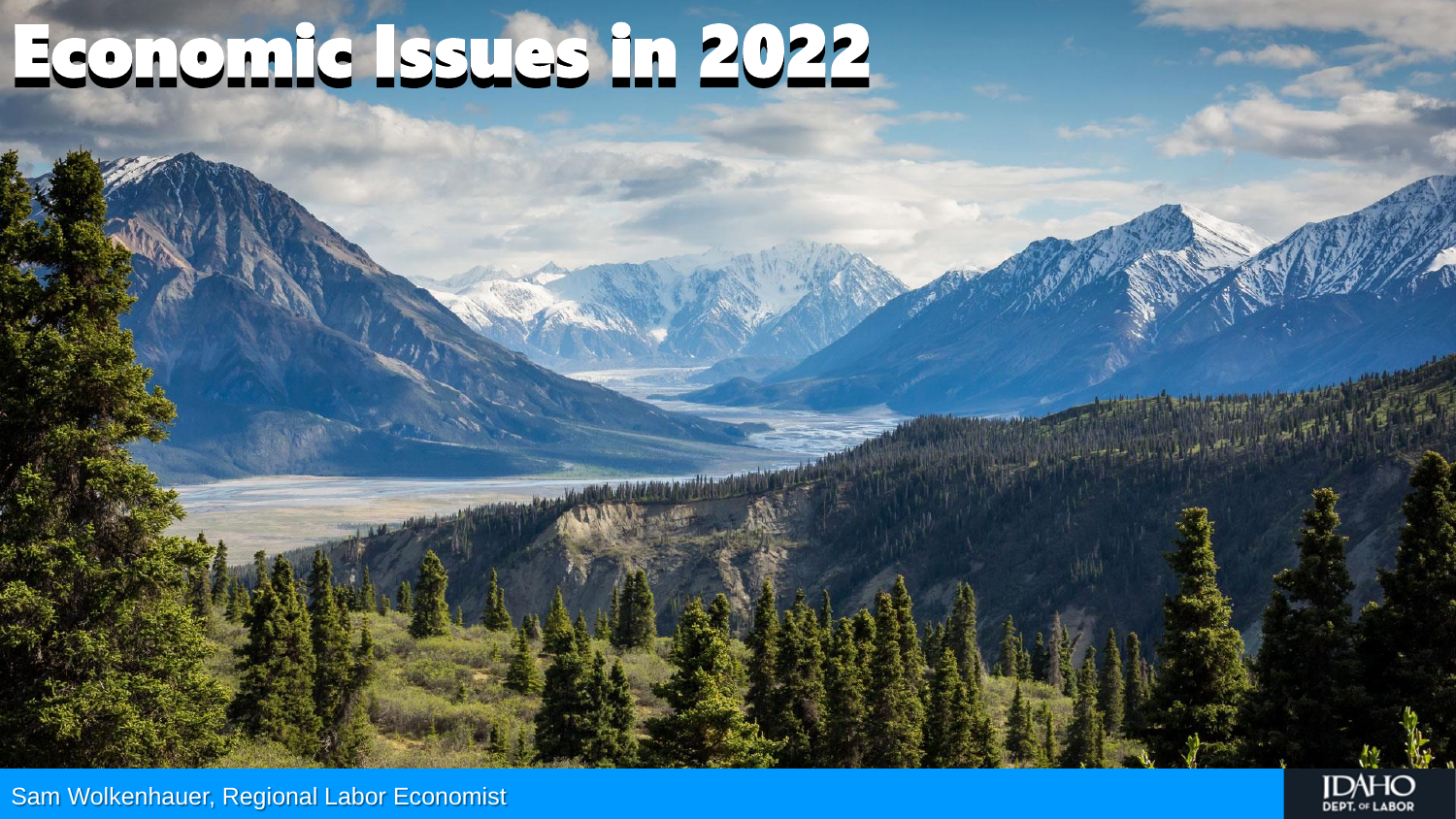# Economic Issues in 2022

Sam Wolkenhauer, Regional Labor Economist

IDAHO DEPT. OF LABOR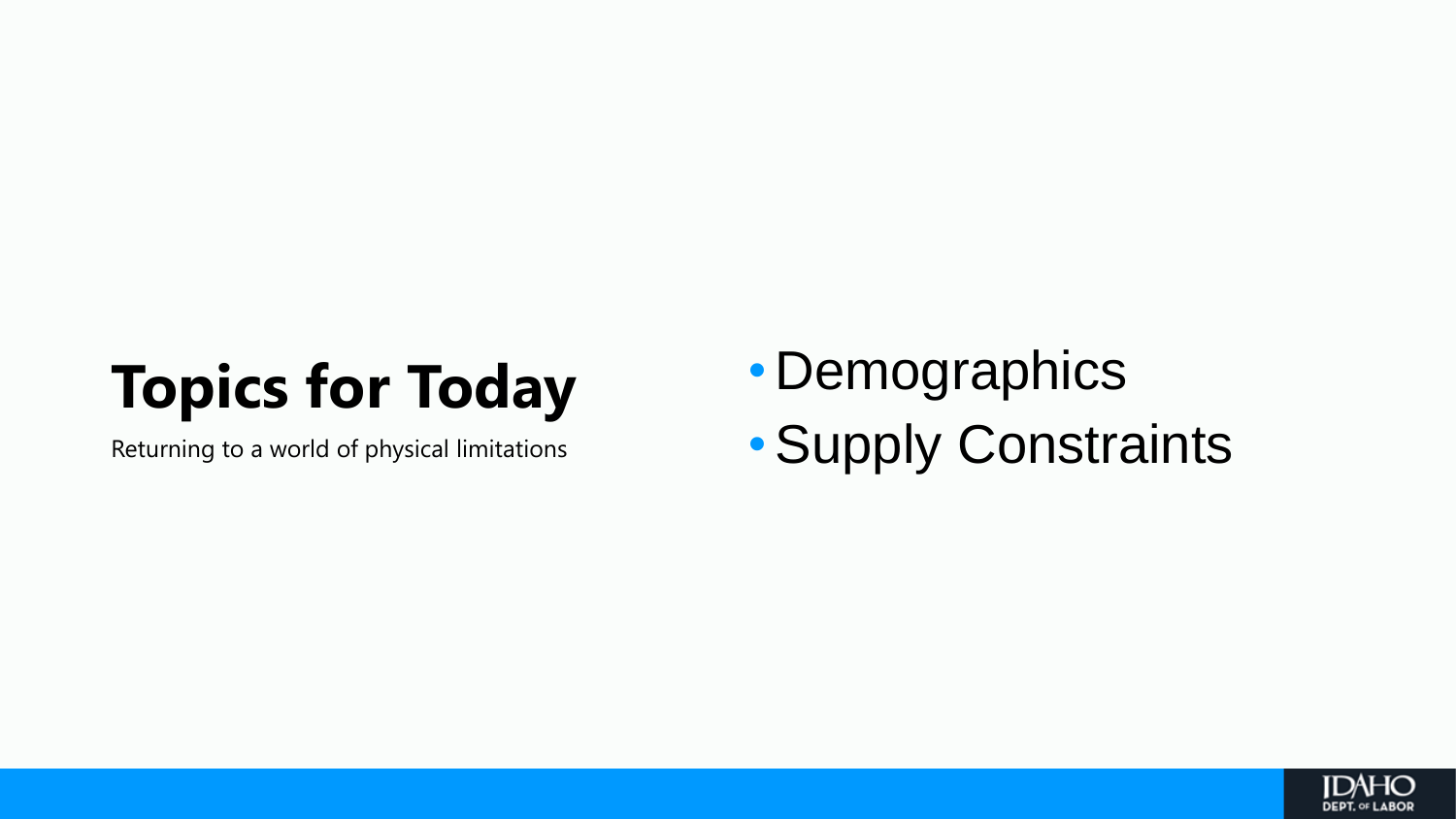# Topics for Today

Returning to a world of physical limitations

- Demographics
- Supply Constraints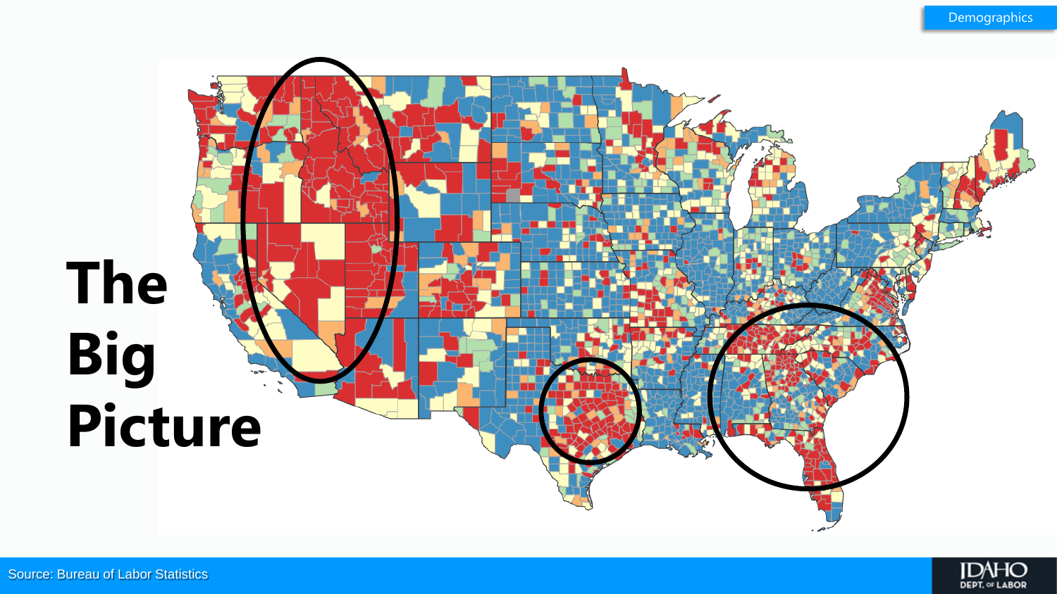Demographics

# The Big Picture

Source: Bureau of Labor Statistics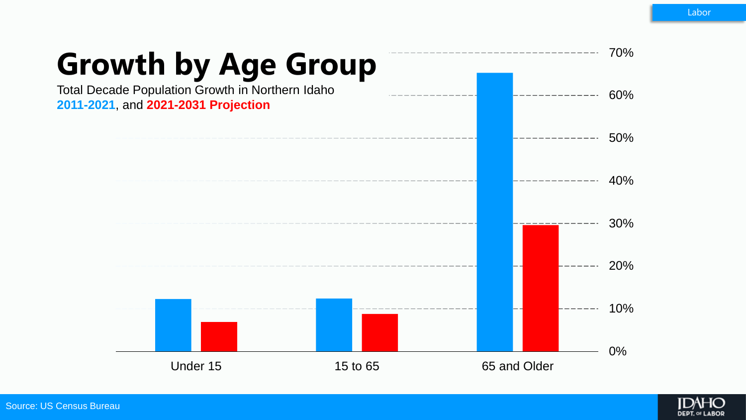# Growth by Age Group

Total Decade Population Growth in Northern Idaho
**2011-2021**, and **2021-2031 Projection**

| Age Group | 2011-2021 | 2021-2031 Projection |
| --- | --- | --- |
| Under 15 | ~12% | ~7% |
| 15 to 65 | ~12% | ~9% |
| 65 and Older | ~65% | ~30% |

Source: US Census Bureau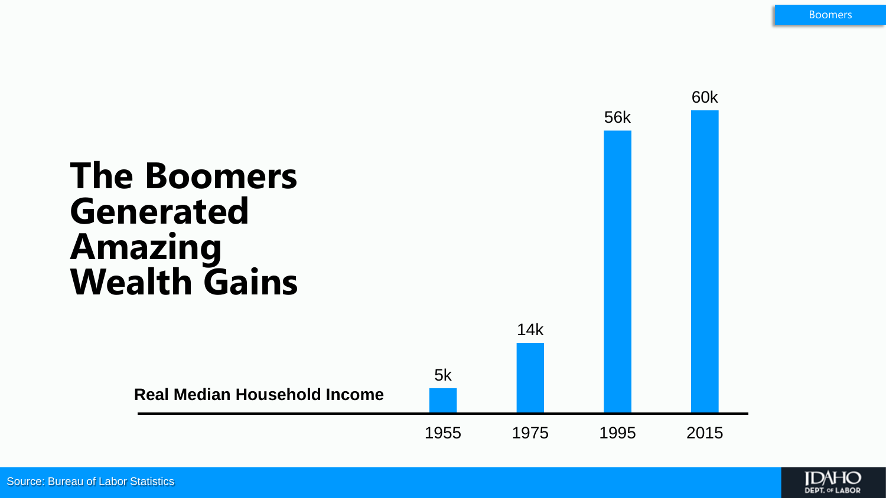# The Boomers Generated Amazing Wealth Gains

**Real Median Household Income**

| Year | Income |
| --- | --- |
| 1955 | 5k |
| 1975 | 14k |
| 1995 | 56k |
| 2015 | 60k |

Source: Bureau of Labor Statistics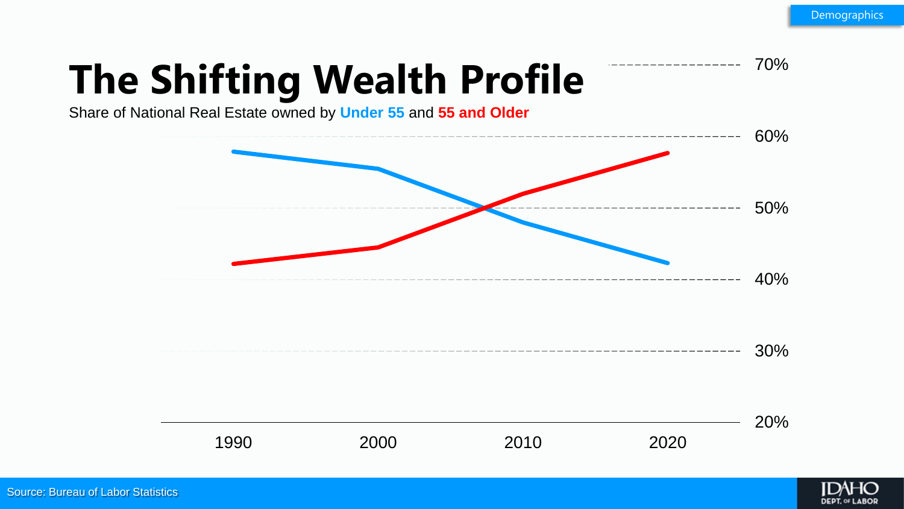# The Shifting Wealth Profile

Share of National Real Estate owned by **Under 55** and **55 and Older**

70%

60%

50%

40%

30%

20%

1990 2000 2010 2020

Source: Bureau of Labor Statistics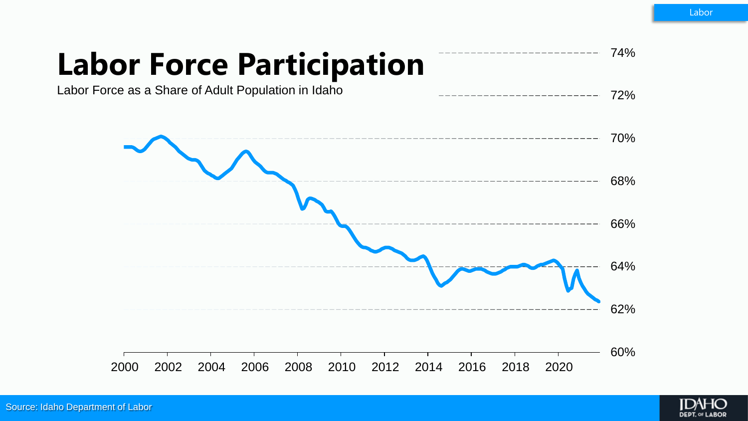# Labor Force Participation

Labor Force as a Share of Adult Population in Idaho

74%
72%
70%
68%
66%
64%
62%
60%

2000 2002 2004 2006 2008 2010 2012 2014 2016 2018 2020

Source: Idaho Department of Labor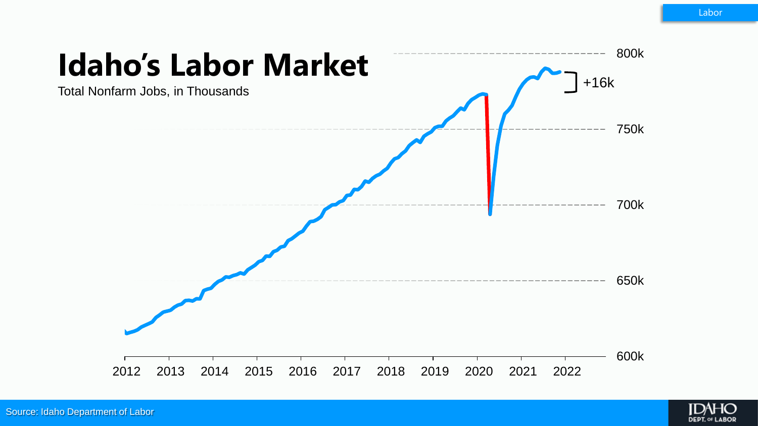# Idaho's Labor Market

Total Nonfarm Jobs, in Thousands

+16k

800k
750k
700k
650k
600k

2012 2013 2014 2015 2016 2017 2018 2019 2020 2021 2022

Source: Idaho Department of Labor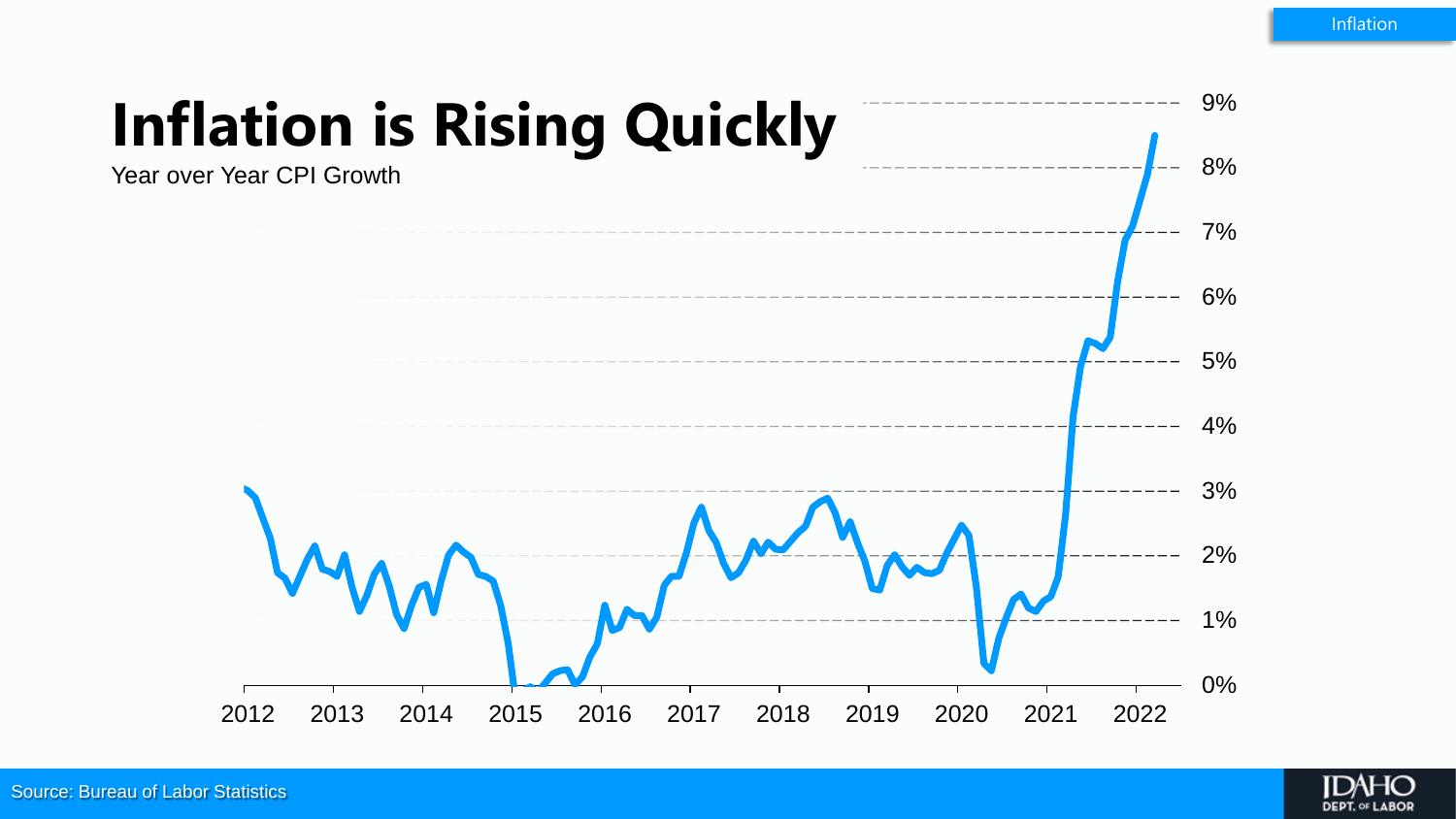# Inflation is Rising Quickly

Year over Year CPI Growth

9%
8%
7%
6%
5%
4%
3%
2%
1%
0%

2012 2013 2014 2015 2016 2017 2018 2019 2020 2021 2022

Source: Bureau of Labor Statistics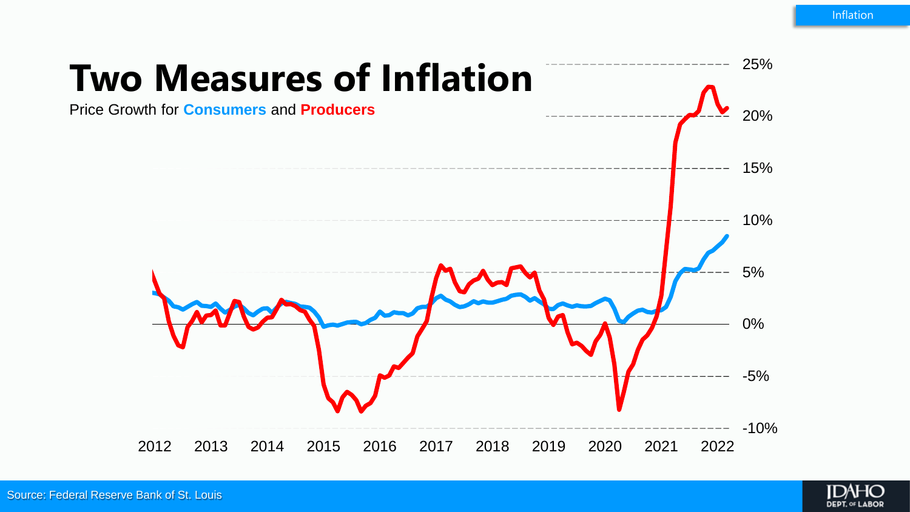# Two Measures of Inflation

Price Growth for **Consumers** and **Producers**

25%
20%
15%
10%
5%
0%
-5%
-10%

2012 2013 2014 2015 2016 2017 2018 2019 2020 2021 2022

Source: Federal Reserve Bank of St. Louis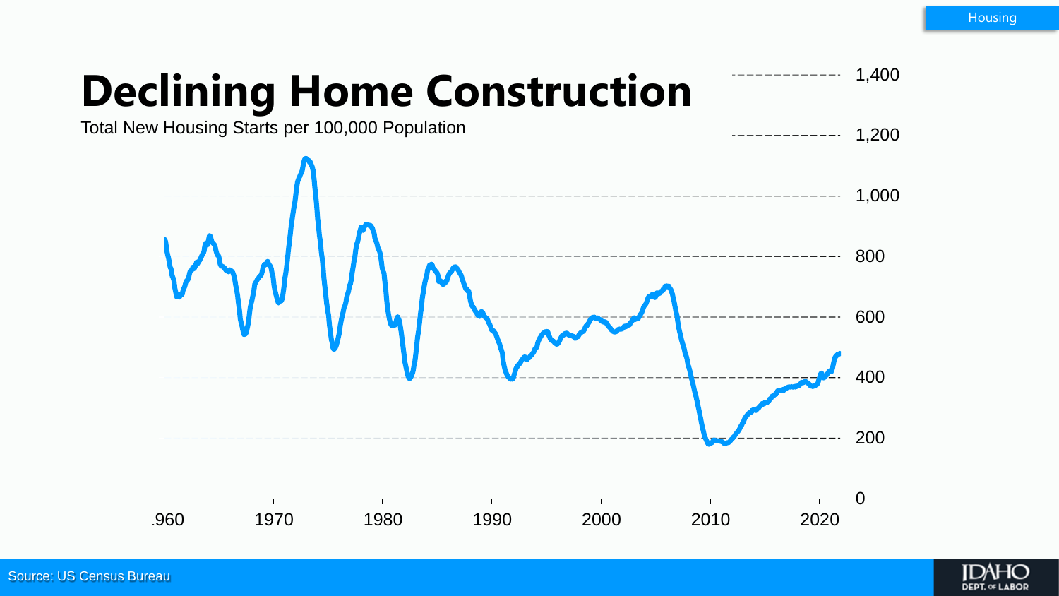# Declining Home Construction

Total New Housing Starts per 100,000 Population

1,400

1,200

1,000

800

600

400

200

0

1960 1970 1980 1990 2000 2010 2020

Source: US Census Bureau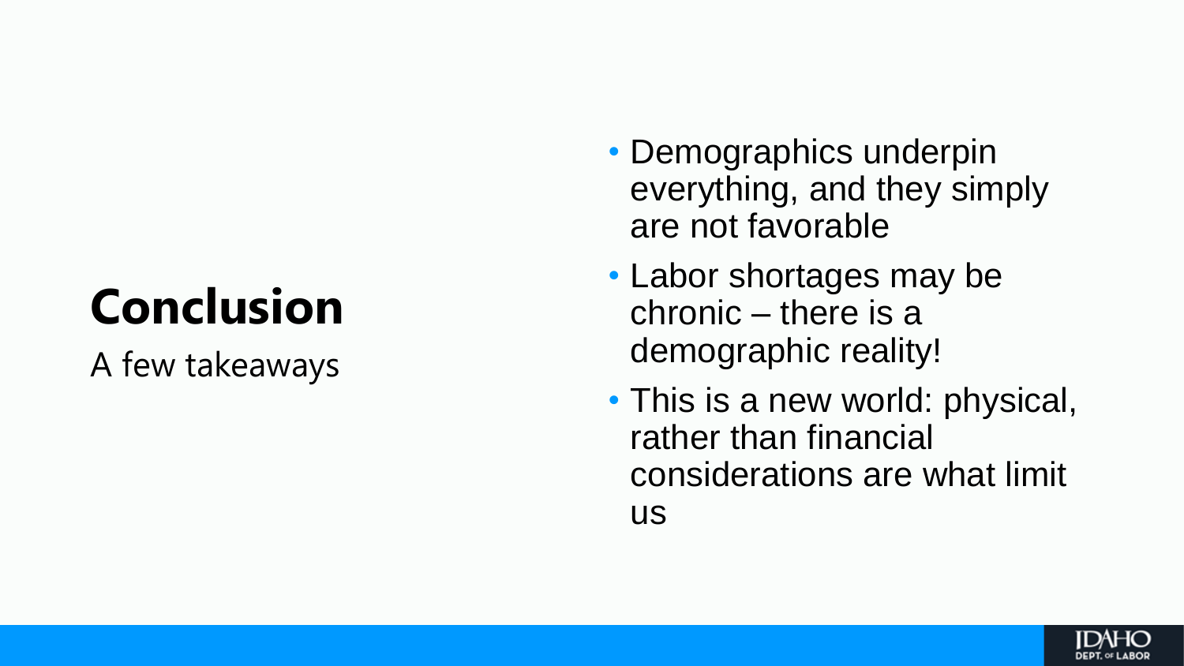# Conclusion

A few takeaways

- Demographics underpin everything, and they simply are not favorable
- Labor shortages may be chronic – there is a demographic reality!
- This is a new world: physical, rather than financial considerations are what limit us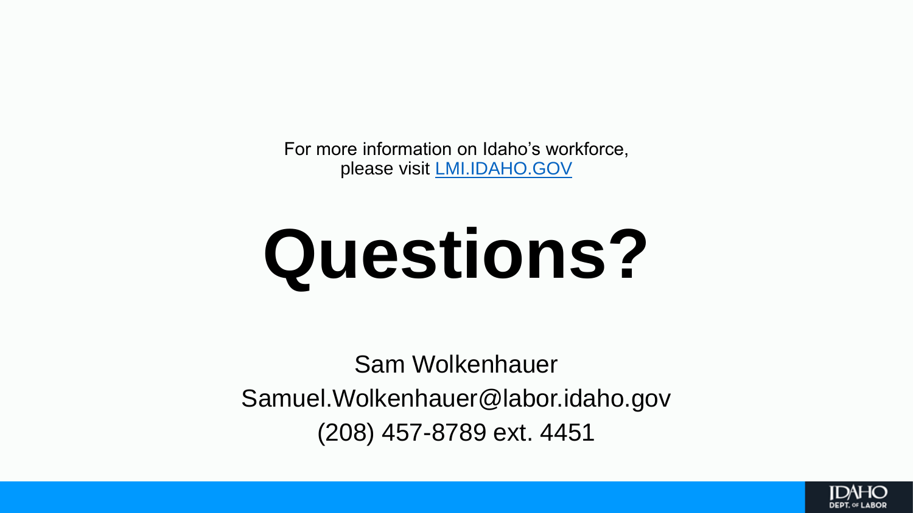For more information on Idaho's workforce, please visit [LMI.IDAHO.GOV](https://lmi.idaho.gov)

# Questions?

Sam Wolkenhauer

Samuel.Wolkenhauer@labor.idaho.gov

(208) 457-8789 ext. 4451